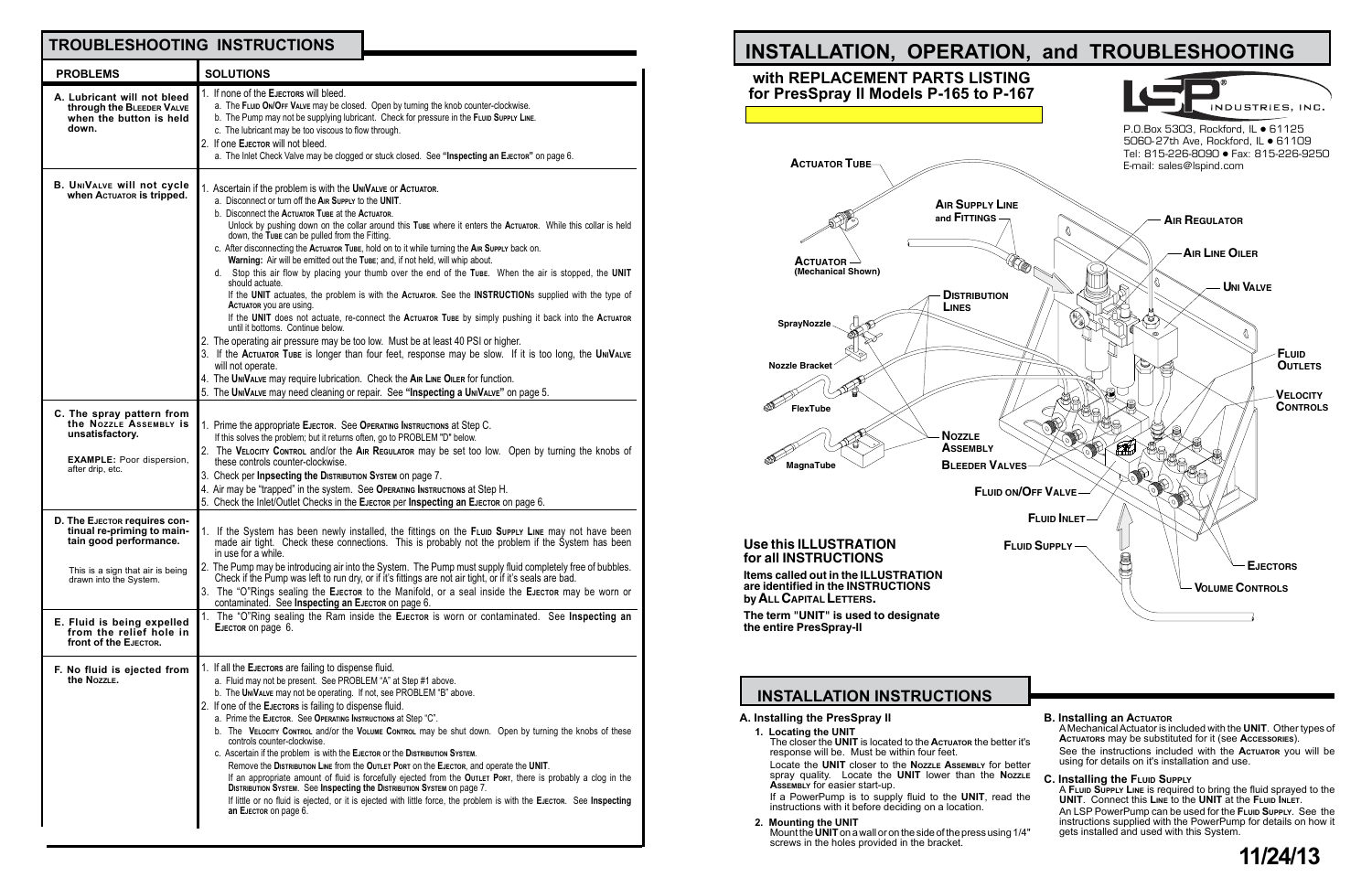## TROUBLESHOOTING INSTRUCTIONS

| PROBLEMS | SOLUTIONS |
|---|---|
| **A. Lubricant will not bleed through the Bleeder Valve when the button is held down.** | 1. If none of the **Ejectors** will bleed.<br>a. The **Fluid On/Off Valve** may be closed. Open by turning the knob counter-clockwise.<br>b. The Pump may not be supplying lubricant. Check for pressure in the **Fluid Supply Line**.<br>c. The lubricant may be too viscous to flow through.<br>2. If one **Ejector** will not bleed.<br>a. The Inlet Check Valve may be clogged or stuck closed. See **"Inspecting an Ejector"** on page 6. |
| **B. UniValve will not cycle when Actuator is tripped.** | 1. Ascertain if the problem is with the **UniValve** or **Actuator**.<br>a. Disconnect or turn off the **Air Supply** to the **Unit**.<br>b. Disconnect the **Actuator Tube** at the **Actuator**.<br>Unlock by pushing down on the collar around this **Tube** where it enters the **Actuator**. While this collar is held down, the **Tube** can be pulled from the Fitting.<br>c. After disconnecting the **Actuator Tube**, hold on to it while turning the **Air Supply** back on.<br>**Warning:** Air will be emitted out the **Tube**; and, if not held, will whip about.<br>d. Stop this air flow by placing your thumb over the end of the **Tube**. When the air is stopped, the **Unit** should actuate.<br>If the **Unit** actuates, the problem is with the **Actuator**. See the **Instructions** supplied with the type of **Actuator** you are using.<br>If the **Unit** does not actuate, re-connect the **Actuator Tube** by simply pushing it back into the **Actuator** until it bottoms. Continue below.<br>2. The operating air pressure may be too low. Must be at least 40 PSI or higher.<br>3. If the **Actuator Tube** is longer than four feet, response may be slow. If it is too long, the **UniValve** will not operate.<br>4. The **UniValve** may require lubrication. Check the **Air Line Oiler** for function.<br>5. The **UniValve** may need cleaning or repair. See **"Inspecting a UniValve"** on page 5. |
| **C. The spray pattern from the Nozzle Assembly is unsatisfactory.**<br><br>**EXAMPLE:** Poor dispersion, after drip, etc. | 1. Prime the appropriate **Ejector**. See **Operating Instructions** at Step C.<br>If this solves the problem; but it returns often, go to PROBLEM "D" below.<br>2. The **Velocity Control** and/or the **Air Regulator** may be set too low. Open by turning the knobs of these controls counter-clockwise.<br>3. Check per **Inspecting the Distribution System** on page 7.<br>4. Air may be "trapped" in the system. See **Operating Instructions** at Step H.<br>5. Check the Inlet/Outlet Checks in the **Ejector** per **Inspecting an Ejector** on page 6. |
| **D. The Ejector requires continual re-priming to maintain good performance.**<br><br>This is a sign that air is being drawn into the System. | 1. If the System has been newly installed, the fittings on the **Fluid Supply Line** may not have been made air tight. Check these connections. This is probably not the problem if the System has been in use for a while.<br>2. The Pump may be introducing air into the System. The Pump must supply fluid completely free of bubbles. Check if the Pump was left to run dry, or if it's fittings are not air tight, or if it's seals are bad.<br>3. The "O"Rings sealing the **Ejector** to the Manifold, or a seal inside the **Ejector** may be worn or contaminated. See **Inspecting an Ejector** on page 6. |
| **E. Fluid is being expelled from the relief hole in front of the Ejector.** | 1. The "O"Ring sealing the Ram inside the **Ejector** is worn or contaminated. See **Inspecting an Ejector** on page 6. |
| **F. No fluid is ejected from the Nozzle.** | 1. If all the **Ejectors** are failing to dispense fluid.<br>a. Fluid may not be present. See PROBLEM "A" at Step #1 above.<br>b. The **UniValve** may not be operating. If not, see PROBLEM "B" above.<br>2. If one of the **Ejectors** is failing to dispense fluid.<br>a. Prime the **Ejector**. See **Operating Instructions** at Step "C".<br>b. The **Velocity Control** and/or the **Volume Control** may be shut down. Open by turning the knobs of these controls counter-clockwise.<br>c. Ascertain if the problem is with the **Ejector** or the **Distribution System**.<br>Remove the **Distribution Line** from the **Outlet Port** on the **Ejector**, and operate the **Unit**.<br>If an appropriate amount of fluid is forcefully ejected from the **Outlet Port**, there is probably a clog in the **Distribution System**. See **Inspecting the Distribution System** on page 7.<br>If little or no fluid is ejected, or it is ejected with little force, the problem is with the **Ejector**. See **Inspecting an Ejector** on page 6. |

# INSTALLATION, OPERATION, and TROUBLESHOOTING

### with REPLACEMENT PARTS LISTING for PresSpray II Models P-165 to P-167

LSP INDUSTRIES, INC.

P.O.Box 5303, Rockford, IL • 61125
5060-27th Ave, Rockford, IL • 61109
Tel: 815-226-8090 • Fax: 815-226-9250
E-mail: sales@lspind.com

Actuator Tube, Air Supply Line and Fittings, Air Regulator, Air Line Oiler, Uni Valve, Actuator (Mechanical Shown), Distribution Lines, SprayNozzle, Nozzle Bracket, Fluid Outlets, Velocity Controls, FlexTube, Nozzle Assembly, MagnaTube, Bleeder Valves, Fluid on/Off Valve, Fluid Inlet, Fluid Supply, Ejectors, Volume Controls

**Use this ILLUSTRATION for all INSTRUCTIONS**

**Items called out in the ILLUSTRATION are identified in the INSTRUCTIONS by All Capital Letters.**

**The term "UNIT" is used to designate the entire PresSpray-II**

## INSTALLATION INSTRUCTIONS

**A. Installing the PresSpray II**

**1. Locating the Unit**

The closer the **Unit** is located to the **Actuator** the better it's response will be. Must be within four feet.

Locate the **Unit** closer to the **Nozzle Assembly** for better spray quality. Locate the **Unit** lower than the **Nozzle Assembly** for easier start-up.

If a PowerPump is to supply fluid to the **Unit**, read the instructions with it before deciding on a location.

**2. Mounting the Unit**

Mount the **Unit** on a wall or on the side of the press using 1/4" screws in the holes provided in the bracket.

**B. Installing an Actuator**

A Mechanical Actuator is included with the **Unit**. Other types of **Actuators** may be substituted for it (see **Accessories**).

See the instructions included with the **Actuator** you will be using for details on it's installation and use.

**C. Installing the Fluid Supply**

A **Fluid Supply Line** is required to bring the fluid sprayed to the **Unit**. Connect this **Line** to the **Unit** at the **Fluid Inlet**.

An LSP PowerPump can be used for the **Fluid Supply**. See the instructions supplied with the PowerPump for details on how it gets installed and used with this System.

**11/24/13**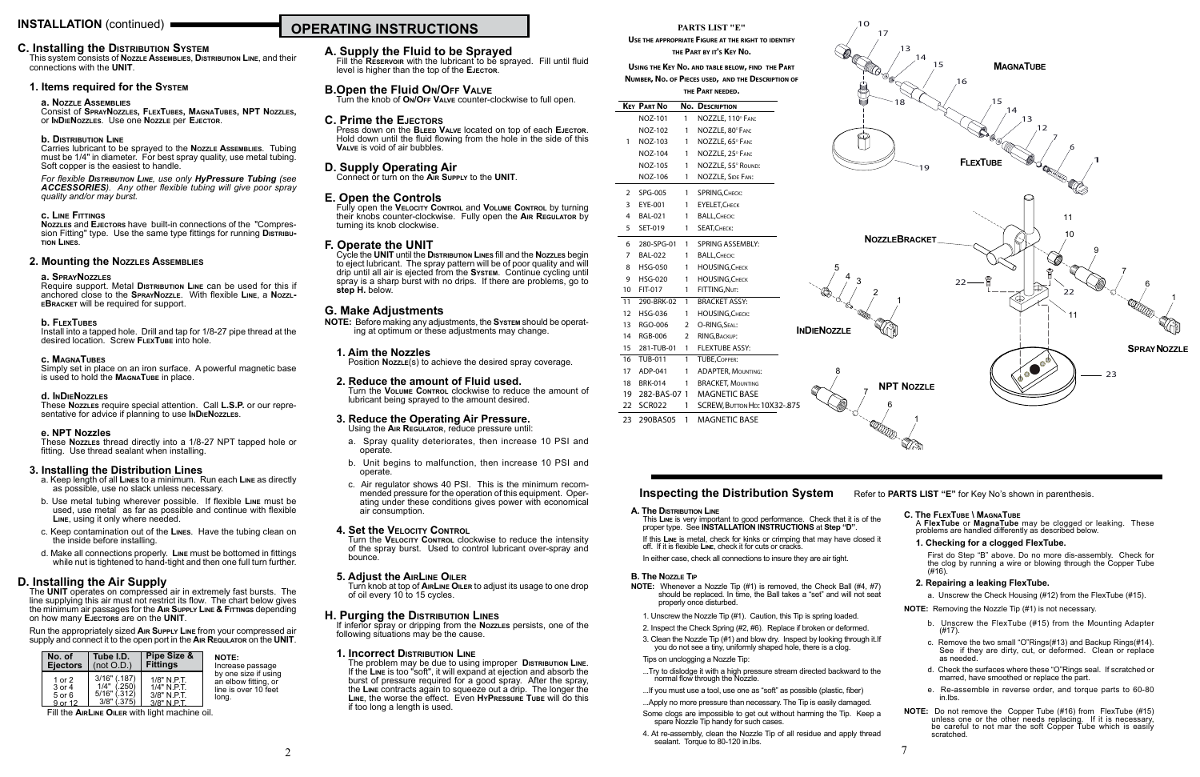## INSTALLATION (continued)

### C. Installing the Distribution System

This system consists of **Nozzle Assemblies**, **Distribution Line**, and their connections with the **UNIT**.

#### 1. Items required for the System

**a. Nozzle Assemblies**

Consist of **SprayNozzles, FlexTubes, MagnaTubes, NPT Nozzles,** or **InDieNozzles**. Use one **Nozzle** per **Ejector**.

**b. Distribution Line**

Carries lubricant to be sprayed to the **Nozzle Assemblies**. Tubing must be 1/4" in diameter. For best spray quality, use metal tubing. Soft copper is the easiest to handle.

*For flexible **Distribution Line**, use only **HyPressure Tubing** (see **ACCESSORIES**). Any other flexible tubing will give poor spray quality and/or may burst.*

**c. Line Fittings**

**Nozzles** and **Ejectors** have built-in connections of the "Compression Fitting" type. Use the same type fittings for running **Distribution Lines**.

#### 2. Mounting the Nozzles Assemblies

**a. SprayNozzles**

Require support. Metal **Distribution Line** can be used for this if anchored close to the **SprayNozzle**. With flexible **Line**, a **NozzleBracket** will be required for support.

**b. FlexTubes**

Install into a tapped hole. Drill and tap for 1/8-27 pipe thread at the desired location. Screw **FlexTube** into hole.

**c. MagnaTubes**

Simply set in place on an iron surface. A powerful magnetic base is used to hold the **MagnaTube** in place.

**d. InDieNozzles**

These **Nozzles** require special attention. Call **L.S.P.** or our representative for advice if planning to use **InDieNozzles**.

**e. NPT Nozzles**

These **Nozzles** thread directly into a 1/8-27 NPT tapped hole or fitting. Use thread sealant when installing.

#### 3. Installing the Distribution Lines

a. Keep length of all **Lines** to a minimum. Run each **Line** as directly as possible, use no slack unless necessary.

b. Use metal tubing wherever possible. If flexible **Line** must be used, use metal as far as possible and continue with flexible **Line**, using it only where needed.

c. Keep contamination out of the **Lines**. Have the tubing clean on the inside before installing.

d. Make all connections properly. **Line** must be bottomed in fittings while nut is tightened to hand-tight and then one full turn further.

### D. Installing the Air Supply

The **UNIT** operates on compressed air in extremely fast bursts. The line supplying this air must not restrict its flow. The chart below gives the minimum air passages for the **Air Supply Line & Fittings** depending on how many **Ejectors** are on the **UNIT**.

Run the appropriately sized **Air Supply Line** from your compressed air supply and connect it to the open port in the **Air Regulator** on the **UNIT**.

| No. of Ejectors | Tube I.D. (not O.D.) | Pipe Size & Fittings |
|---|---|---|
| 1 or 2 | 3/16" (.187) | 1/8" N.P.T. |
| 3 or 4 | 1/4" (.250) | 1/4" N.P.T. |
| 5 or 6 | 5/16" (.312) | 3/8" N.P.T. |
| 9 or 12 | 3/8" (.375) | 3/8" N.P.T. |

**NOTE:** Increase passage by one size if using an elbow fitting, or line is over 10 feet long.

Fill the **AirLine Oiler** with light machine oil.

## OPERATING INSTRUCTIONS

### A. Supply the Fluid to be Sprayed

Fill the **Reservoir** with the lubricant to be sprayed. Fill until fluid level is higher than the top of the **Ejector**.

### B. Open the Fluid On/Off Valve

Turn the knob of **On/Off Valve** counter-clockwise to full open.

### C. Prime the Ejectors

Press down on the **Bleed Valve** located on top of each **Ejector**. Hold down until the fluid flowing from the hole in the side of this **Valve** is void of air bubbles.

### D. Supply Operating Air

Connect or turn on the **Air Supply** to the **UNIT**.

### E. Open the Controls

Fully open the **Velocity Control** and **Volume Control** by turning their knobs counter-clockwise. Fully open the **Air Regulator** by turning its knob clockwise.

### F. Operate the UNIT

Cycle the **UNIT** until the **Distribution Lines** fill and the **Nozzles** begin to eject lubricant. The spray pattern will be of poor quality and will drip until all air is ejected from the **System**. Continue cycling until spray is a sharp burst with no drips. If there are problems, go to **step H.** below.

### G. Make Adjustments

**NOTE:** Before making any adjustments, the **System** should be operating at optimum or these adjustments may change.

#### 1. Aim the Nozzles

Position **Nozzle**(s) to achieve the desired spray coverage.

#### 2. Reduce the amount of Fluid used.

Turn the **Volume Control** clockwise to reduce the amount of lubricant being sprayed to the amount desired.

#### 3. Reduce the Operating Air Pressure.

Using the **Air Regulator**, reduce pressure until:

a. Spray quality deteriorates, then increase 10 PSI and operate.

b. Unit begins to malfunction, then increase 10 PSI and operate.

c. Air regulator shows 40 PSI. This is the minimum recommended pressure for the operation of this equipment. Operating under these conditions gives power with economical air consumption.

#### 4. Set the Velocity Control

Turn the **Velocity Control** clockwise to reduce the intensity of the spray burst. Used to control lubricant over-spray and bounce.

#### 5. Adjust the AirLine Oiler

Turn knob at top of **AirLine Oiler** to adjust its usage to one drop of oil every 10 to 15 cycles.

### H. Purging the Distribution Lines

If inferior spray or dripping from the **Nozzles** persists, one of the following situations may be the cause.

#### 1. Incorrect Distribution Line

The problem may be due to using improper **Distribution Line**. If the **Line** is too "soft", it will expand at ejection and absorb the burst of pressure required for a good spray. After the spray, the **Line** contracts again to squeeze out a drip. The longer the **Line**, the worse the effect. Even **HyPressure Tube** will do this if too long a length is used.

## PARTS LIST "E"

**Use the appropriate Figure at the right to identify the Part by it's Key No.**

**Using the Key No. and table below, find the Part Number, No. of Pieces used, and the Description of the Part needed.**

| Key | Part No | No. | Description |
|---|---|---|---|
| | NOZ-101 | 1 | NOZZLE, 110° Fan: |
| | NOZ-102 | 1 | NOZZLE, 80° Fan: |
| 1 | NOZ-103 | 1 | NOZZLE, 65° Fan: |
| | NOZ-104 | 1 | NOZZLE, 25° Fan: |
| | NOZ-105 | 1 | NOZZLE, 55° Round: |
| | NOZ-106 | 1 | NOZZLE, Side Fan: |
| 2 | SPG-005 | 1 | SPRING, Check: |
| 3 | EYE-001 | 1 | EYELET, Check |
| 4 | BAL-021 | 1 | BALL, Check: |
| 5 | SET-019 | 1 | SEAT, Check: |
| 6 | 280-SPG-01 | 1 | SPRING ASSEMBLY: |
| 7 | BAL-022 | 1 | BALL, Check: |
| 8 | HSG-050 | 1 | HOUSING, Check |
| 9 | HSG-020 | 1 | HOUSING, Check |
| 10 | FIT-017 | 1 | FITTING, Nut: |
| 11 | 290-BRK-02 | 1 | BRACKET ASSY: |
| 12 | HSG-036 | 1 | HOUSING, Check: |
| 13 | RGO-006 | 2 | O-RING, Seal: |
| 14 | RGB-006 | 2 | RING, Backup: |
| 15 | 281-TUB-01 | 1 | FLEXTUBE ASSY: |
| 16 | TUB-011 | 1 | TUBE, Copper: |
| 17 | ADP-041 | 1 | ADAPTER, Mounting: |
| 18 | BRK-014 | 1 | BRACKET, Mounting |
| 19 | 282-BAS-07 | 1 | MAGNETIC BASE |
| 22 | SCR022 | 1 | SCREW, Button Hd: 10X32-.875 |
| 23 | 290BAS05 | 1 | MAGNETIC BASE |

MAGNATUBE · FLEXTUBE · NOZZLEBRACKET · SPRAYNOZZLE · INDIENOZZLE · NPT NOZZLE

## Inspecting the Distribution System

Refer to **PARTS LIST "E"** for Key No's shown in parenthesis.

### A. The Distribution Line

This **Line** is very important to good performance. Check that it is of the proper type. See **INSTALLATION INSTRUCTIONS** at **Step "D"**.

If this **Line** is metal, check for kinks or crimping that may have closed it off. If it is flexible **Line**, check it for cuts or cracks.

In either case, check all connections to insure they are air tight.

### B. The Nozzle Tip

**NOTE:** Whenever a Nozzle Tip (#1) is removed, the Check Ball (#4, #7) should be replaced. In time, the Ball takes a "set" and will not seat properly once disturbed.

1. Unscrew the Nozzle Tip (#1). Caution, this Tip is spring loaded.
2. Inspect the Check Spring (#2, #6). Replace if broken or deformed.
3. Clean the Nozzle Tip (#1) and blow dry. Inspect by looking through it. If you do not see a tiny, uniformly shaped hole, there is a clog.

Tips on unclogging a Nozzle Tip:

...Try to dislodge it with a high pressure stream directed backward to the normal flow through the Nozzle.

...If you must use a tool, use one as "soft" as possible (plastic, fiber)

...Apply no more pressure than necessary. The Tip is easily damaged.

Some clogs are impossible to get out without harming the Tip. Keep a spare Nozzle Tip handy for such cases.

4. At re-assembly, clean the Nozzle Tip of all residue and apply thread sealant. Torque to 80-120 in.lbs.

### C. The FlexTube \ MagnaTube

A **FlexTube** or **MagnaTube** may be clogged or leaking. These problems are handled differently as described below.

#### 1. Checking for a clogged FlexTube.

First do Step "B" above. Do no more dis-assembly. Check for the clog by running a wire or blowing through the Copper Tube (#16).

#### 2. Repairing a leaking FlexTube.

a. Unscrew the Check Housing (#12) from the FlexTube (#15).

**NOTE:** Removing the Nozzle Tip (#1) is not necessary.

b. Unscrew the FlexTube (#15) from the Mounting Adapter (#17).

c. Remove the two small "O"Rings(#13) and Backup Rings(#14). See if they are dirty, cut, or deformed. Clean or replace as needed.

d. Check the surfaces where these "O"Rings seal. If scratched or marred, have smoothed or replace the part.

e. Re-assemble in reverse order, and torque parts to 60-80 in.lbs.

**NOTE:** Do not remove the Copper Tube (#16) from FlexTube (#15) unless one or the other needs replacing. If it is necessary, be careful to not mar the soft Copper Tube which is easily scratched.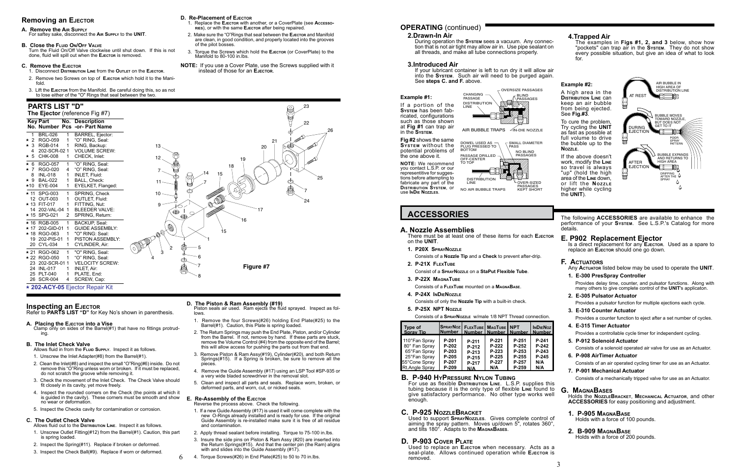## Removing an Ejector

**A. Remove the Air Supply**
For saftey sake, disconnect the **Air Supply** to the **Unit**.

**B. Close the Fluid On/Off Valve**
Turn the Fluid On/Off Valve clockwise until shut down. If this is not done, fluid will spill out when the **Ejector** is removed.

**C. Remove the Ejector**
1. Disconnect **Distribution Line** from the **Outlet** on the **Ejector**.
2. Remove two Screws on top of **Ejector** which hold it to the Manifold.
3. Lift the **Ejector** from the Manifold. Be careful doing this, so as not to lose either of the "O" Rings that seal between the two.

**D. Re-Placement of Ejector**
1. Replace the **Ejector** with another, or a CoverPlate (see **Accessories**), or with the same **Ejector** after being repaired.
2. Make sure the "O"Rings that seal between the **Ejector** and Manifold are clean, in good condition, and properly located into the grooves of the pilot bosses.
3. Torque the Screws which hold the **Ejector** (or CoverPlate) to the Manifold to 80-100 in.lbs.

**NOTE:** If you use a Cover Plate, use the Screws supplied with it instead of those for an **Ejector**.

## PARTS LIST "D"

**The Ejector** (reference Fig #7)

| Key No. | Part Number | No. Pcs | Description -or- Part Name |
|---|---|---|---|
| 1 | BRL-026 | 1 | BARREL, Ejector: |
| ★ 2 | RGO-059 | 1 | "O" RING, Seal: |
| ★ 3 | RGB-014 | 1 | RING, Backup: |
| 4 | 202-SCR-02 | 1 | VOLUME SCREW: |
| ★ 5 | CHK-008 | 1 | CHECK, Inlet: |
| ★ 6 | RGO-057 | 1 | "O" RING, Seal: |
| ★ 7 | RGO-020 | 4 | "O" RING, Seal: |
| 8 | INL-018 | 1 | INLET, Fluid: |
| ★ 9 | BAL-022 | 1 | BALL, Check: |
| ★10 | EYE-004 | 1 | EYELET, Flanged: |
| ★ 11 | SPG-003 | 1 | SPRING, Check |
| 12 | OUT-003 | 1 | OUTLET, Fluid: |
| ★ 13 | FIT-017 | 1 | FITTING, Nut: |
| 14 | 202-VAL-04 | 1 | BLEEDER VALVE: |
| ★ 15 | SPG-021 | 2 | SPRING, Return: |
| ★ 16 | RGB-005 | 1 | BACKUP, Seal: |
| ★ 17 | 202-GID-01 | 1 | GUIDE ASSEMBLY: |
| ★ 18 | RGO-063 | 1 | "O" RING: Seal: |
| 19 | 202-PIS-01 | 1 | PISTON ASSEMBLY: |
| 20 | CYL-034 | 1 | CYLINDER, Air: |
| ★ 21 | RGO-062 | 1 | "O" RING, Seal: |
| ★ 22 | RGO-050 | 1 | "O" RING, Seal: |
| 23 | 202-SCR-01 | 1 | VELOCITY SCREW: |
| 24 | INL-017 | 1 | INLET, Air: |
| 25 | PLT-040 | 1 | PLATE, End: |
| 26 | SCR-004 | 4 | SCREW, Cap: |

★ **202-ACY-05** Ejector Repair Kit

Figure #7

## Inspecting an Ejector

Refer to **PARTS LIST "D"** for Key No's shown in parenthesis.

**A. Placing the Ejector into a Vise**
Clamp only on sides of the Barrel(#1) that have no fittings protruding.

**B. The Inlet Check Valve**
Allows fluid in from the **Fluid Supply**. Inspect it as follows.
1. Unscrew the Inlet Adapter(#8) from the Barrel(#1).
2. Clean the Inlet(#8) and inspect the small "O"Ring(#6) inside. Do not remove this "O"Ring unless worn or broken. If it must be replaced, do not scratch the groove while removing it.
3. Check the movement of the Inlet Check. The Check Valve should fit closely in its cavity, yet move freely.
4. Inspect the rounded corners on the Check (the points at which it is guided in the cavity). These corners must be smooth and show no wear or deformation.
5. Inspect the Checks cavity for contamination or corrosion.

**C. The Outlet Check Valve**
Allows fluid out to the **Distribution Line**. Inspect it as follows.
1. Unscrew Outlet Fitting(#12) from the Barrel(#1). Caution, this part is spring loaded.
2. Inspect the Spring(#11). Replace if broken or deformed.
3. Inspect the Check Ball(#9). Replace if worn or deformed.

**D. The Piston & Ram Assembly (#19)**
Piston seals air used. Ram ejects the fluid sprayed. Inspect as follows.
1. Remove the four Screws(#26) holding End Plate(#25) to the Barrel(#1). Caution, this Plate is spring loaded.
2. The Return Springs may push the End Plate, Piston, and/or Cylinder from the Barrel. If not, remove by hand. If these parts are stuck, remove the Volume Control (#4) from the opposite end of the Barrel; this will allow access for pushing the parts out from that end.
3. Remove Piston & Ram Assy(#19), Cylinder(#20), and both Return Springs(#15). If a Spring is broken, be sure to remove all the pieces.
4. Remove the Guide Assembly (#17) using an LSP Tool #SP-935 or a very wide bladed screwdriver in the removal slot.
5. Clean and inspect all parts and seals. Replace worn, broken, or deformed parts, and worn, cut, or nicked seals.

**E. Re-Assembly of the Ejector**
Reverse the process above. Check the following.
1. If a new Guide Assembly (#17) is used it will come complete with the new O-Rings already installed and is ready for use. If the original Guide Assembly is re-installed make sure it is free of all residue and contamination.
2. Apply thread sealant before installing. Torque to 75-100 in.lbs.
3. Insure the side pins on Piston & Ram Assy (#20) are inserted into the Return Springs(#15). And that the center pin (the Ram) aligns with and slides into the Guide Assembly (#17).
4. Torque Screws(#26) in End Plate(#25) to 50 to 70 in.lbs.

## OPERATING (continued)

### 2.Drawn-In Air

During operation the **System** sees a vacuum. Any connection that is not air tight may allow air in. Use pipe sealant on all threads, and make all tube connections properly.

### 3.Introduced Air

If your lubricant container is left to run dry it will allow air into the **System**. Such air will need to be purged again. See **steps C. and F.** above.

**Example #1:**

If a portion of the **System** has been fabricated, configurations such as those shown at **Fig #1** can trap air in the **System**.

**Fig #2** shows the same **System** without the potential problems of the one above it.

**NOTE:** We recommend you contact L.S.P. or our representitive for suggestions before attempting to fabricate any part of the **Distribution System**, or use **InDie Nozzles**.

### 4.Trapped Air

The examples in **Figs #1, 2, and 3** below, show how "pockets" can trap air in the **System**. They do not show every possible situation, but give an idea of what to look for.

**Example #2:**

A high area in the **Distribution Line** can keep an air bubble from being ejected. See **Fig.#3**.

To cure the problem, Try cycling the **Unit** as fast as possible at full volume to drive the bubble up to the **Nozzle**.

If the above doesn't work, modify the **Line** so travel is always "up" (hold the high area of the **Line** down, or lift the **Nozzle** higher while cycling the **Unit**).

## ACCESSORIES

The following **ACCESSORIES** are available to enhance the performance of your **System**. See L.S.P.'s Catalog for more details.

### A. Nozzle Assemblies

There must be at least one of these items for each **Ejector** on the **Unit**.

1. **P20X SprayNozzle**
   Consists of a **Nozzle Tip** and a **Check** to prevent after-drip.
2. **P-21X FlexTube**
   Consist of a **SprayNozzle** on a **StaPut Flexible Tube**.
3. **P-22X MagnaTube**
   Consists of a **FlexTube** mounted on a **MagnaBase**.
4. **P-24X InDieNozzle**
   Consists of only the **Nozzle Tip** with a built-in check.
5. **P-25X NPT Nozzle**
   Consists of a **SprayNozzle** w/male 1/8 NPT Thread connection.

| Type of Spray Tip | SprayNoz Number | FlexTube Number | MagTube Number | NPT Number | InDieNoz Number |
|---|---|---|---|---|---|
| 110°Fan Spray | P-201 | P-211 | P-221 | P-251 | P-241 |
| 80° Fan Spray | P-202 | P-212 | P-222 | P-252 | P-242 |
| 65°Fan Spray | P-203 | P-213 | P-223 | P-253 | P-243 |
| 25°Fan Spray | P-205 | P-215 | P-225 | P-255 | P-245 |
| 55°Cone Spray | P-207 | P-217 | P-227 | P-257 | N/A |
| Rt.Angle Spray | P-209 | N/A | N/A | P-259 | N/A |

### B. P-940 HyPressure Nylon Tubing

For use as flexible **Distribution Line**. L.S.P. supplies this tubing because it is the only type of flexible **Line** found to give satisfactory performance. No other type works well enough.

### C. P-925 NozzleBracket

Used to support **SprayNozzles**. Gives complete control of aiming the spray pattern. Moves up/down 5", rotates 360°, and tilts 180°. Adapts to the **MagnaBases**.

### D. P-903 Cover Plate

Used to replace an **Ejector** when necessary. Acts as a seal-plate. Allows continued operation while **Ejector** is removed.

### E. P902 Replacement Ejector

Is a direct replacement for any **Ejector**. Used as a spare to replace an **Ejector** should one go down.

### F. Actuators

Any **Actuator** listed below may be used to operate the **Unit**.

1. **E-300 PresSpray Controller**
   Provides delay time, counter, and pulsator functions. Along with many others to give complete control of the **UNIT**'s applicaton.
2. **E-305 Pulsator Actuator**
   Provides a pulsator function for multiple ejections each cycle.
3. **E-310 Counter Actuator**
   Provides a counter function to eject after a set number of cycles.
4. **E-315 Timer Actuator**
   Provides a controllable cycle timer for independent cycling.
5. **P-912 Solenoid Actuator**
   Consists of a solenoid operated air valve for use as an Actuator.
6. **P-908 AirTimer Actuator**
   Consists of an air operated cycling timer for use as an Actuator.
7. **P-901 Mechanical Actuator**
   Consists of a mechanically tripped valve for use as an Actuator.

### G. MagnaBases

Holds the **NozzleBracket**, **Mechanical Actuator**, and other **ACCESSORIES** for easy positioning and adjustment.

1. **P-905 MagnaBase**
   Holds with a force of 100 pounds.
2. **B-909 MagnaBase**
   Holds with a force of 200 pounds.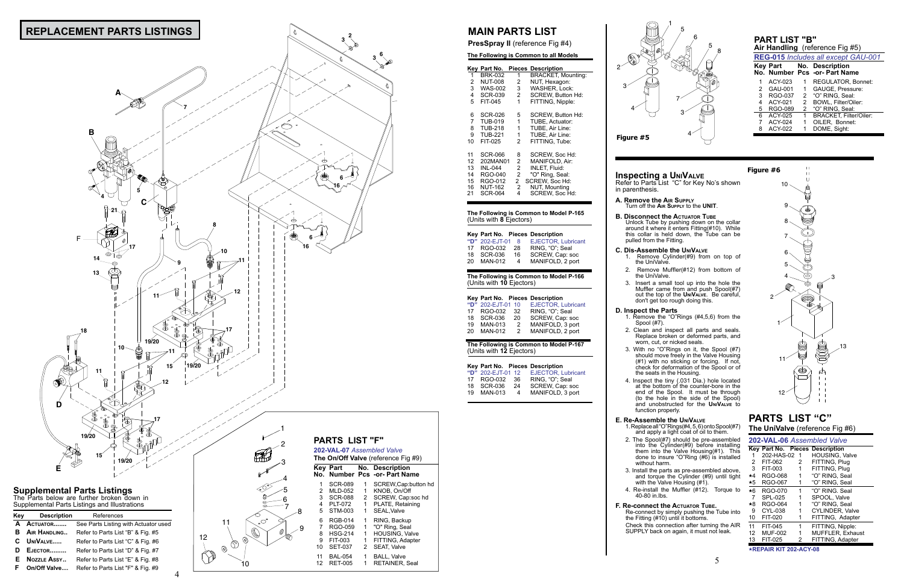# REPLACEMENT PARTS LISTINGS

## Supplemental Parts Listings

The Parts below are further broken down in Supplemental Parts Listings and Illustrations

| Key | Description | References |
|---|---|---|
| A | ACTUATOR........ | See Parts Listing with Actuator used |
| B | AIR HANDLING.. | Refer to Parts List "B" & Fig. #5 |
| C | UNIVALVE...... | Refer to Parts List "C" & Fig. #6 |
| D | EJECTOR.......... | Refer to Parts List "D" & Fig. #7 |
| E | NOZZLE ASSY.. | Refer to Parts List "E" & Fig. #8 |
| F | On/Off Valve.... | Refer to Parts List "F" & Fig. #9 |

## PARTS LIST "F"

**202-VAL-07** *Assembled Valve*

**The On/Off Valve** (reference Fig #9)

| Key No. | Part Number | No. Pcs | Description -or- Part Name |
|---|---|---|---|
| 1 | SCR-089 | 1 | SCREW,Cap:button hd |
| 2 | MLD-052 | 1 | KNOB, On/Off |
| 3 | SCR-088 | 2 | SCREW, Cap:soc hd |
| 4 | PLT-072 | 1 | PLATE, Retaining |
| 5 | STM-003 | 1 | SEAL,Valve |
| 6 | RGB-014 | 1 | RING, Backup |
| 7 | RGO-059 | 1 | "O" Ring, Seal |
| 8 | HSG-214 | 1 | HOUSING, Valve |
| 9 | FIT-003 | 1 | FITTING, Adapter |
| 10 | SET-037 | 2 | SEAT, Valve |
| 11 | BAL-054 | 1 | BALL, Valve |
| 12 | RET-005 | 1 | RETAINER, Seal |

# MAIN PARTS LIST

**PresSpray II** (reference Fig #4)

**The Following is Common to all Models**

| Key | Part No. | Pieces | Description |
|---|---|---|---|
| 1 | BRK-032 | 1 | BRACKET, Mounting: |
| 2 | NUT-008 | 2 | NUT, Hexagon: |
| 3 | WAS-002 | 3 | WASHER, Lock: |
| 4 | SCR-039 | 2 | SCREW, Button Hd: |
| 5 | FIT-045 | 1 | FITTING, Nipple: |
| 6 | SCR-026 | 5 | SCREW, Button Hd: |
| 7 | TUB-019 | 1 | TUBE, Actuator: |
| 8 | TUB-218 | 1 | TUBE, Air Line: |
| 9 | TUB-221 | 1 | TUBE, Air Line: |
| 10 | FIT-025 | 2 | FITTING, Tube: |
| 11 | SCR-066 | 8 | SCREW, Soc Hd: |
| 12 | 202MAN01 | 2 | MANIFOLD, Air: |
| 13 | INL-044 | 2 | INLET, Fluid: |
| 14 | RGO-040 | 2 | "O" Ring, Seal: |
| 15 | RGO-012 | 2 | SCREW, Soc Hd: |
| 16 | NUT-162 | 2 | NUT, Mounting |
| 21 | SCR-064 | 4 | SCREW, Soc Hd: |

**The Following is Common to Model P-165** (Units with **8** Ejectors)

| Key | Part No. | Pieces | Description |
|---|---|---|---|
| "D" | 202-EJT-01 | 8 | EJECTOR, Lubricant |
| 17 | RGO-032 | 28 | RING, "O"; Seal |
| 18 | SCR-036 | 16 | SCREW, Cap: soc |
| 20 | MAN-012 | 4 | MANIFOLD, 2 port |

**The Following is Common to Model P-166** (Units with **10** Ejectors)

| Key | Part No. | Pieces | Description |
|---|---|---|---|
| "D" | 202-EJT-01 | 10 | EJECTOR, Lubricant |
| 17 | RGO-032 | 32 | RING, "O"; Seal |
| 18 | SCR-036 | 20 | SCREW, Cap: soc |
| 19 | MAN-013 | 2 | MANIFOLD, 3 port |
| 20 | MAN-012 | 2 | MANIFOLD, 2 port |

**The Following is Common to Model P-167** (Units with **12** Ejectors)

| Key | Part No. | Pieces | Description |
|---|---|---|---|
| "D" | 202-EJT-01 | 12 | EJECTOR, Lubricant |
| 17 | RGO-032 | 36 | RING, "O"; Seal |
| 18 | SCR-036 | 24 | SCREW, Cap: soc |
| 19 | MAN-013 | 4 | MANIFOLD, 3 port |

Figure #5

## PART LIST "B"

**Air Handling** (reference Fig #5)

**REG-015** *Includes all except GAU-001*

| Key No. | Part Number | No. Pcs | Description -or- Part Name |
|---|---|---|---|
| 1 | ACY-023 | 1 | REGULATOR, Bonnet: |
| 2 | GAU-001 | 1 | GAUGE, Pressure: |
| 3 | RGO-037 | 2 | "O" RING, Seal: |
| 4 | ACY-021 | 2 | BOWL, Filter/Oiler: |
| 5 | RGO-089 | 2 | "O" RING, Seal: |
| 6 | ACY-025 | 1 | BRACKET, Filter/Oiler: |
| 7 | ACY-024 | 1 | OILER, Bonnet: |
| 8 | ACY-022 | 1 | DOME, Sight: |

## Inspecting a UniValve

Refer to Parts List "C" for Key No's shown in parenthesis.

**A. Remove the Air Supply**
Turn off the **Air Supply** to the **UNIT**.

**B. Disconnect the Actuator Tube**
Unlock Tube by pushing down on the collar around it where it enters Fitting(#10). While this collar is held down, the Tube can be pulled from the Fitting.

**C. Dis-Assemble the UniValve**

1. Remove Cylinder(#9) from on top of the UniValve.
2. Remove Muffler(#12) from bottom of the UniValve.
3. Insert a small tool up into the hole the Muffler came from and push Spool(#7) out the top of the **UniValve**. Be careful, don't get too rough doing this.

**D. Inspect the Parts**

1. Remove the "O"Rings (#4,5,6) from the Spool (#7).
2. Clean and inspect all parts and seals. Replace broken or deformed parts, and worn, cut, or nicked seals.
3. With no "O"Rings on it, the Spool (#7) should move freely in the Valve Housing (#1) with no sticking or forcing. If not, check for deformation of the Spool or of the seats in the Housing.
4. Inspect the tiny (.031 Dia.) hole located at the bottom of the counter-bore in the end of the Spool. It must be through (to the hole in the side of the Spool) and unobstructed for the **UniValve** to function properly.

**E. Re-Assemble the UniValve**

1. Replace all "O"Rings(#4, 5, 6) onto Spool(#7) and apply a light coat of oil to them.
2. The Spool(#7) should be pre-assembled into the Cylinder(#9) before installing them into the Valve Housing(#1). This done to insure "O"Ring (#6) is installed without harm.
3. Install the parts as pre-assembled above, and torque the Cylinder (#9) until tight with the Valve Housing (#1).
4. Re-install the Muffler (#12). Torque to 40-80 in.lbs.

**F. Re-connect the Actuator Tube.**
Re-connect by simply pushing the Tube into the Fitting (#10) until it bottoms.
Check this connection after turning the AIR SUPPLY back on again, it must not leak.

Figure #6

## PARTS LIST "C"

**The UniValve** (reference Fig #6)

**202-VAL-06** *Assembled Valve*

| Key | Part No. | Pieces | Description |
|---|---|---|---|
| 1 | 202-HAS-02 | 1 | HOUSING, Valve |
| 2 | FIT-062 | 2 | FITTING, Plug |
| 3 | FIT-003 | 1 | FITTING, Plug |
| ⋆4 | RGO-068 | 1 | "O" RING, Seal |
| ⋆5 | RGO-067 | 1 | "O" RING, Seal |
| ⋆6 | RGO-070 | 1 | "O" RING. Seal |
| 7 | SPL-025 | 1 | SPOOL, Valve |
| ⋆8 | RGO-064 | 1 | "O" RING, Seal |
| 9 | CYL-038 | 1 | CYLINDER, Valve |
| 10 | FIT-020 | 1 | FITTING, Adapter |
| 11 | FIT-045 | 1 | FITTING, Nipple: |
| 12 | MUF-002 | 1 | MUFFLER, Exhaust |
| 13 | FIT-025 | 2 | FITTING, Adapter |

⋆**REPAIR KIT 202-ACY-08**